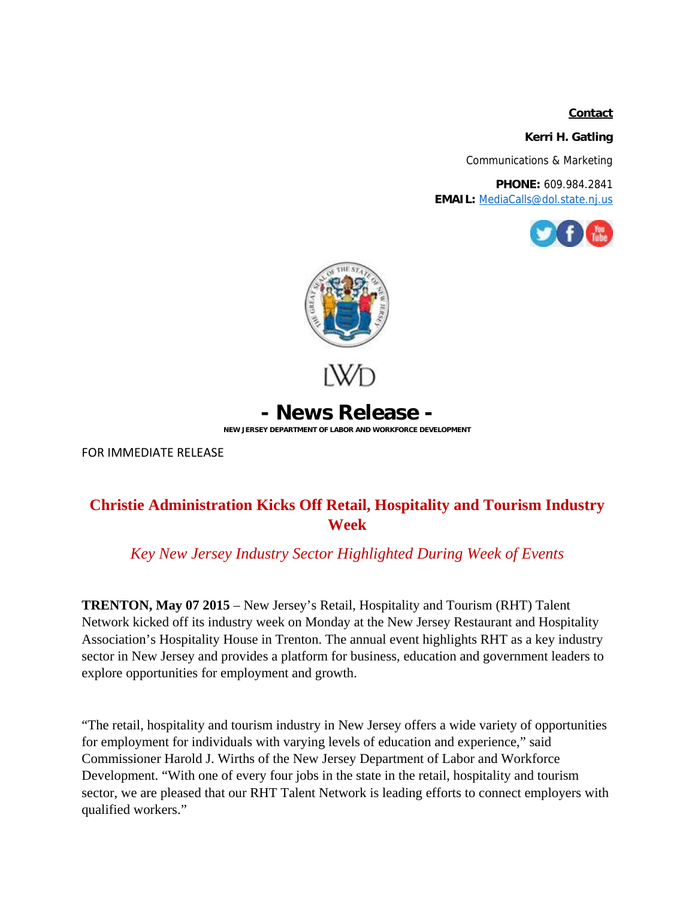**Contact**

**Kerri H. Gatling**

Communications & Marketing

**PHONE:** 609.984.2841
**EMAIL:** MediaCalls@dol.state.nj.us

LWD

# - News Release -

**NEW JERSEY DEPARTMENT OF LABOR AND WORKFORCE DEVELOPMENT**

FOR IMMEDIATE RELEASE

## Christie Administration Kicks Off Retail, Hospitality and Tourism Industry Week

*Key New Jersey Industry Sector Highlighted During Week of Events*

**TRENTON, May 07 2015** – New Jersey's Retail, Hospitality and Tourism (RHT) Talent Network kicked off its industry week on Monday at the New Jersey Restaurant and Hospitality Association's Hospitality House in Trenton. The annual event highlights RHT as a key industry sector in New Jersey and provides a platform for business, education and government leaders to explore opportunities for employment and growth.

"The retail, hospitality and tourism industry in New Jersey offers a wide variety of opportunities for employment for individuals with varying levels of education and experience," said Commissioner Harold J. Wirths of the New Jersey Department of Labor and Workforce Development. "With one of every four jobs in the state in the retail, hospitality and tourism sector, we are pleased that our RHT Talent Network is leading efforts to connect employers with qualified workers."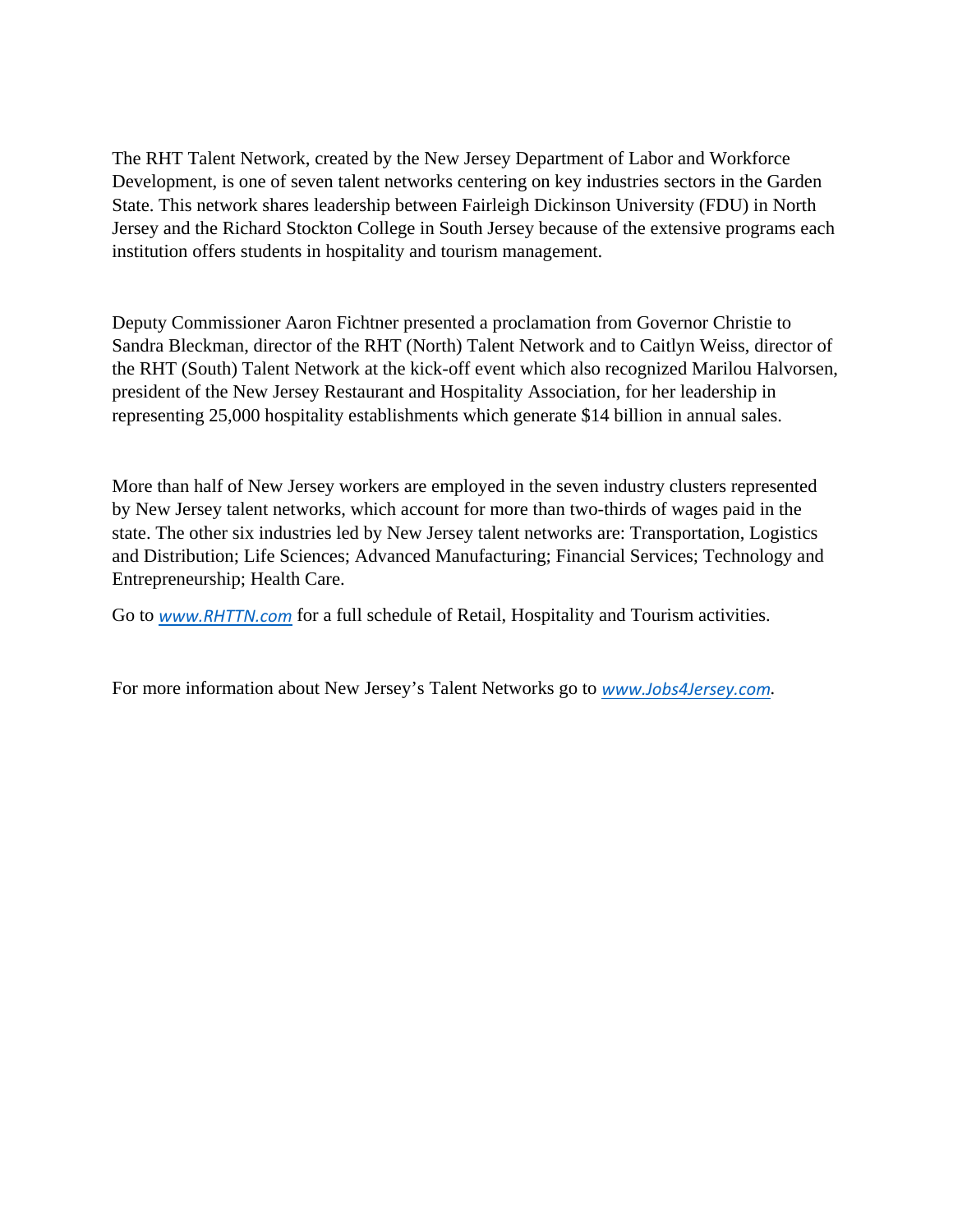The RHT Talent Network, created by the New Jersey Department of Labor and Workforce Development, is one of seven talent networks centering on key industries sectors in the Garden State. This network shares leadership between Fairleigh Dickinson University (FDU) in North Jersey and the Richard Stockton College in South Jersey because of the extensive programs each institution offers students in hospitality and tourism management.

Deputy Commissioner Aaron Fichtner presented a proclamation from Governor Christie to Sandra Bleckman, director of the RHT (North) Talent Network and to Caitlyn Weiss, director of the RHT (South) Talent Network at the kick-off event which also recognized Marilou Halvorsen, president of the New Jersey Restaurant and Hospitality Association, for her leadership in representing 25,000 hospitality establishments which generate $14 billion in annual sales.

More than half of New Jersey workers are employed in the seven industry clusters represented by New Jersey talent networks, which account for more than two-thirds of wages paid in the state. The other six industries led by New Jersey talent networks are: Transportation, Logistics and Distribution; Life Sciences; Advanced Manufacturing; Financial Services; Technology and Entrepreneurship; Health Care.

Go to *www.RHTTN.com* for a full schedule of Retail, Hospitality and Tourism activities.

For more information about New Jersey's Talent Networks go to *www.Jobs4Jersey.com*.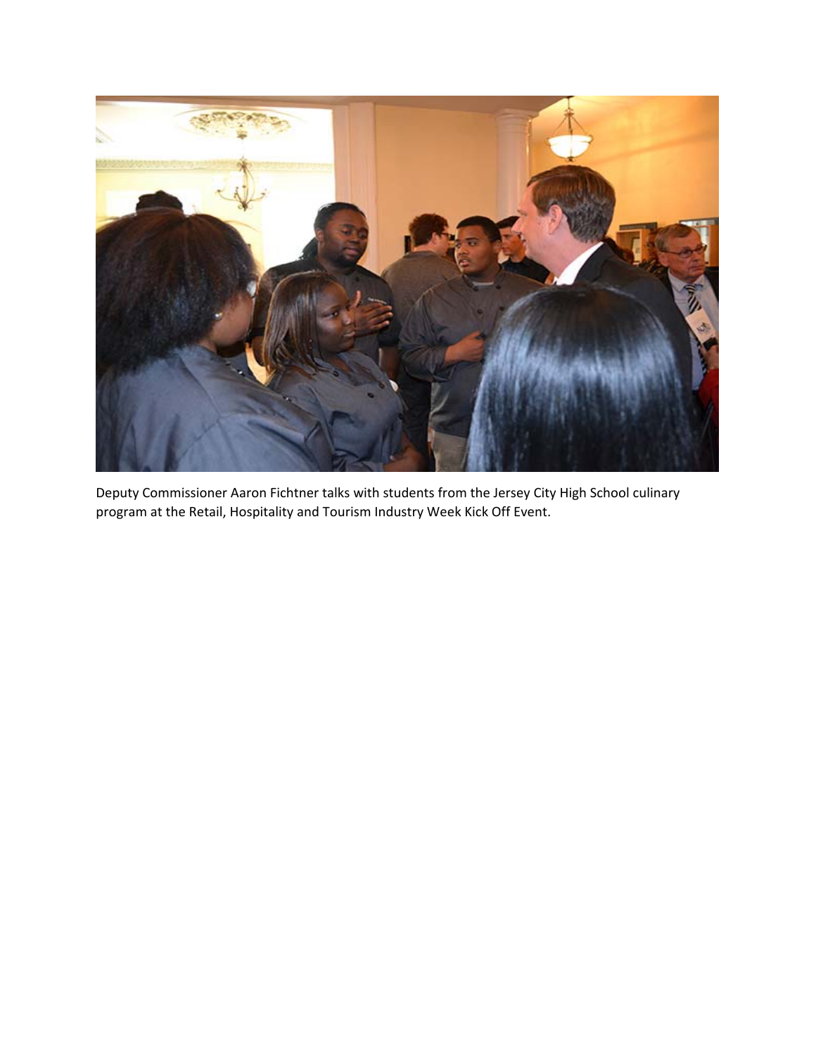Deputy Commissioner Aaron Fichtner talks with students from the Jersey City High School culinary program at the Retail, Hospitality and Tourism Industry Week Kick Off Event.